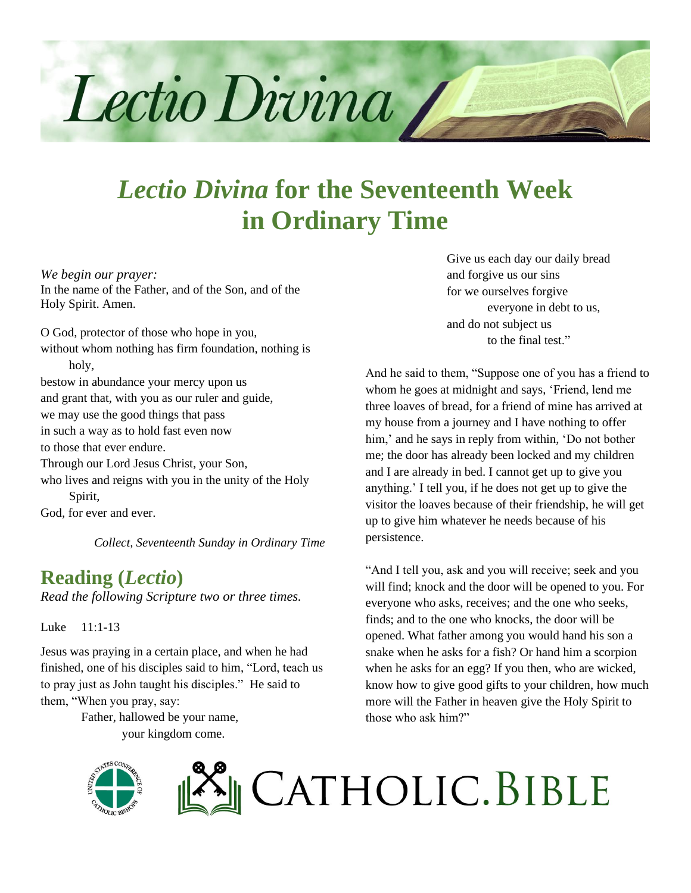# *Lectio Divina* for the Seventeenth Week in Ordinary Time

*We begin our prayer:*
In the name of the Father, and of the Son, and of the Holy Spirit. Amen.

O God, protector of those who hope in you,
without whom nothing has firm foundation, nothing is holy,
bestow in abundance your mercy upon us
and grant that, with you as our ruler and guide,
we may use the good things that pass
in such a way as to hold fast even now
to those that ever endure.
Through our Lord Jesus Christ, your Son,
who lives and reigns with you in the unity of the Holy Spirit,
God, for ever and ever.

*Collect, Seventeenth Sunday in Ordinary Time*

## Reading (*Lectio*)

*Read the following Scripture two or three times.*

Luke 11:1-13

Jesus was praying in a certain place, and when he had finished, one of his disciples said to him, "Lord, teach us to pray just as John taught his disciples." He said to them, "When you pray, say:

Father, hallowed be your name,
your kingdom come.
Give us each day our daily bread
and forgive us our sins
for we ourselves forgive
everyone in debt to us,
and do not subject us
to the final test."

And he said to them, "Suppose one of you has a friend to whom he goes at midnight and says, 'Friend, lend me three loaves of bread, for a friend of mine has arrived at my house from a journey and I have nothing to offer him,' and he says in reply from within, 'Do not bother me; the door has already been locked and my children and I are already in bed. I cannot get up to give you anything.' I tell you, if he does not get up to give the visitor the loaves because of their friendship, he will get up to give him whatever he needs because of his persistence.

"And I tell you, ask and you will receive; seek and you will find; knock and the door will be opened to you. For everyone who asks, receives; and the one who seeks, finds; and to the one who knocks, the door will be opened. What father among you would hand his son a snake when he asks for a fish? Or hand him a scorpion when he asks for an egg? If you then, who are wicked, know how to give good gifts to your children, how much more will the Father in heaven give the Holy Spirit to those who ask him?"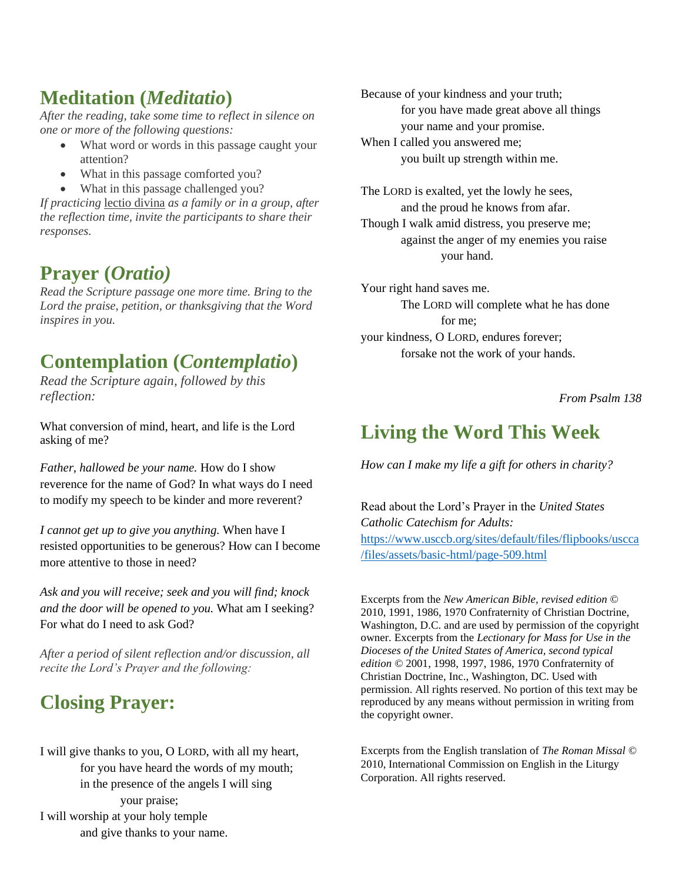## Meditation (*Meditatio*)

*After the reading, take some time to reflect in silence on one or more of the following questions:*

- What word or words in this passage caught your attention?
- What in this passage comforted you?
- What in this passage challenged you?

*If practicing* lectio divina *as a family or in a group, after the reflection time, invite the participants to share their responses.*

## Prayer (*Oratio)*

*Read the Scripture passage one more time. Bring to the Lord the praise, petition, or thanksgiving that the Word inspires in you.*

## Contemplation (*Contemplatio*)

*Read the Scripture again, followed by this reflection:*

What conversion of mind, heart, and life is the Lord asking of me?

*Father, hallowed be your name.* How do I show reverence for the name of God? In what ways do I need to modify my speech to be kinder and more reverent?

*I cannot get up to give you anything.* When have I resisted opportunities to be generous? How can I become more attentive to those in need?

*Ask and you will receive; seek and you will find; knock and the door will be opened to you.* What am I seeking? For what do I need to ask God?

*After a period of silent reflection and/or discussion, all recite the Lord's Prayer and the following:*

## Closing Prayer:

I will give thanks to you, O LORD, with all my heart,
for you have heard the words of my mouth;
in the presence of the angels I will sing
your praise;
I will worship at your holy temple
and give thanks to your name.

Because of your kindness and your truth;
for you have made great above all things
your name and your promise.
When I called you answered me;
you built up strength within me.

The LORD is exalted, yet the lowly he sees,
and the proud he knows from afar.
Though I walk amid distress, you preserve me;
against the anger of my enemies you raise
your hand.

Your right hand saves me.
The LORD will complete what he has done
for me;
your kindness, O LORD, endures forever;
forsake not the work of your hands.

*From Psalm 138*

## Living the Word This Week

*How can I make my life a gift for others in charity?*

Read about the Lord's Prayer in the *United States Catholic Catechism for Adults:* https://www.usccb.org/sites/default/files/flipbooks/uscca/files/assets/basic-html/page-509.html

Excerpts from the *New American Bible, revised edition* © 2010, 1991, 1986, 1970 Confraternity of Christian Doctrine, Washington, D.C. and are used by permission of the copyright owner. Excerpts from the *Lectionary for Mass for Use in the Dioceses of the United States of America, second typical edition* © 2001, 1998, 1997, 1986, 1970 Confraternity of Christian Doctrine, Inc., Washington, DC. Used with permission. All rights reserved. No portion of this text may be reproduced by any means without permission in writing from the copyright owner.

Excerpts from the English translation of *The Roman Missal* © 2010, International Commission on English in the Liturgy Corporation. All rights reserved.